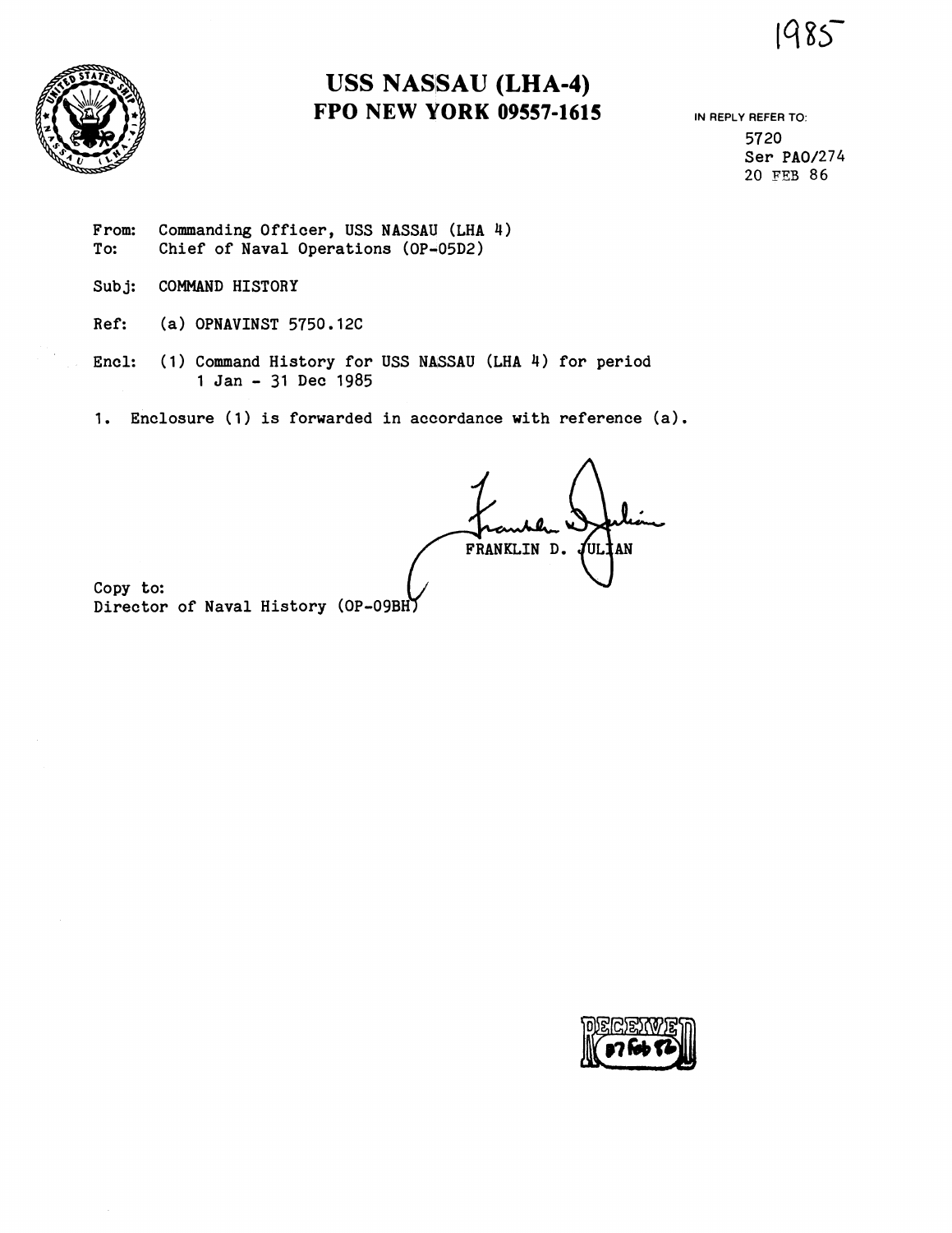1985

# USS NASSAU (LHA-4)
## FPO NEW YORK 09557-1615

IN REPLY REFER TO:
5720
Ser PAO/274
20 FEB 86

From: Commanding Officer, USS NASSAU (LHA 4)
To: Chief of Naval Operations (OP-05D2)

Subj: COMMAND HISTORY

Ref: (a) OPNAVINST 5750.12C

Encl: (1) Command History for USS NASSAU (LHA 4) for period 1 Jan - 31 Dec 1985

1. Enclosure (1) is forwarded in accordance with reference (a).

FRANKLIN D. JULIAN

Copy to:
Director of Naval History (OP-09BH)

RECEIVED
07 Feb 86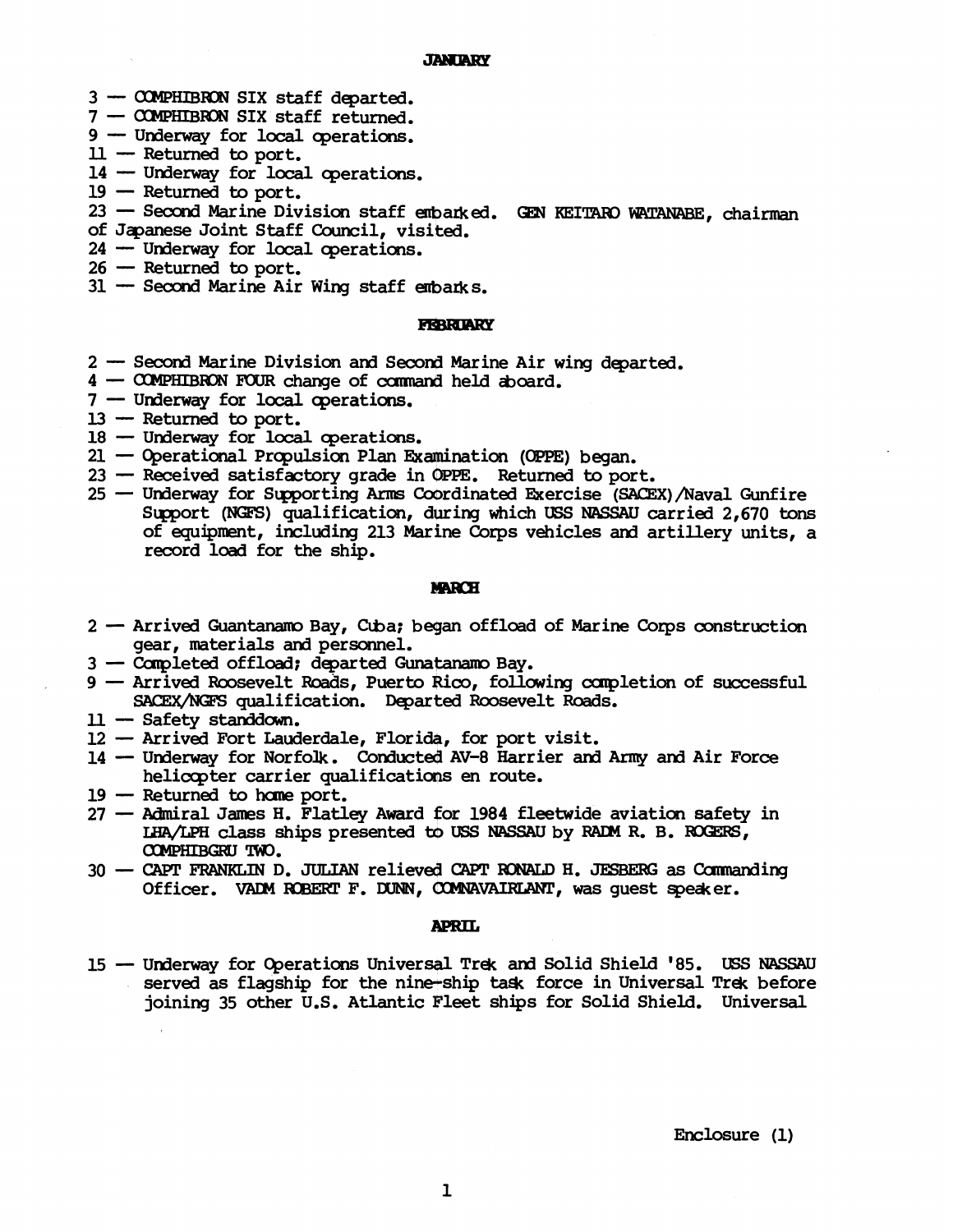## JANUARY

3 — COMPHIBRON SIX staff departed.
7 — COMPHIBRON SIX staff returned.
9 — Underway for local operations.
11 — Returned to port.
14 — Underway for local operations.
19 — Returned to port.
23 — Second Marine Division staff embarked. GEN KEITARO WATANABE, chairman of Japanese Joint Staff Council, visited.
24 — Underway for local operations.
26 — Returned to port.
31 — Second Marine Air Wing staff embarks.

## FEBRUARY

2 — Second Marine Division and Second Marine Air wing departed.
4 — COMPHIBRON FOUR change of command held aboard.
7 — Underway for local operations.
13 — Returned to port.
18 — Underway for local operations.
21 — Operational Propulsion Plan Examination (OPPE) began.
23 — Received satisfactory grade in OPPE. Returned to port.
25 — Underway for Supporting Arms Coordinated Exercise (SACEX)/Naval Gunfire Support (NGFS) qualification, during which USS NASSAU carried 2,670 tons of equipment, including 213 Marine Corps vehicles and artillery units, a record load for the ship.

## MARCH

2 — Arrived Guantanamo Bay, Cuba; began offload of Marine Corps construction gear, materials and personnel.
3 — Completed offload; departed Gunatanamo Bay.
9 — Arrived Roosevelt Roads, Puerto Rico, following completion of successful SACEX/NGFS qualification. Departed Roosevelt Roads.
11 — Safety standdown.
12 — Arrived Fort Lauderdale, Florida, for port visit.
14 — Underway for Norfolk. Conducted AV-8 Harrier and Army and Air Force helicopter carrier qualifications en route.
19 — Returned to home port.
27 — Admiral James H. Flatley Award for 1984 fleetwide aviation safety in LHA/LPH class ships presented to USS NASSAU by RADM R. B. ROGERS, COMPHIBGRU TWO.
30 — CAPT FRANKLIN D. JULIAN relieved CAPT RONALD H. JESBERG as Commanding Officer. VADM ROBERT F. DUNN, COMNAVAIRLANT, was guest speaker.

## APRIL

15 — Underway for Operations Universal Trek and Solid Shield '85. USS NASSAU served as flagship for the nine-ship task force in Universal Trek before joining 35 other U.S. Atlantic Fleet ships for Solid Shield. Universal

Enclosure (1)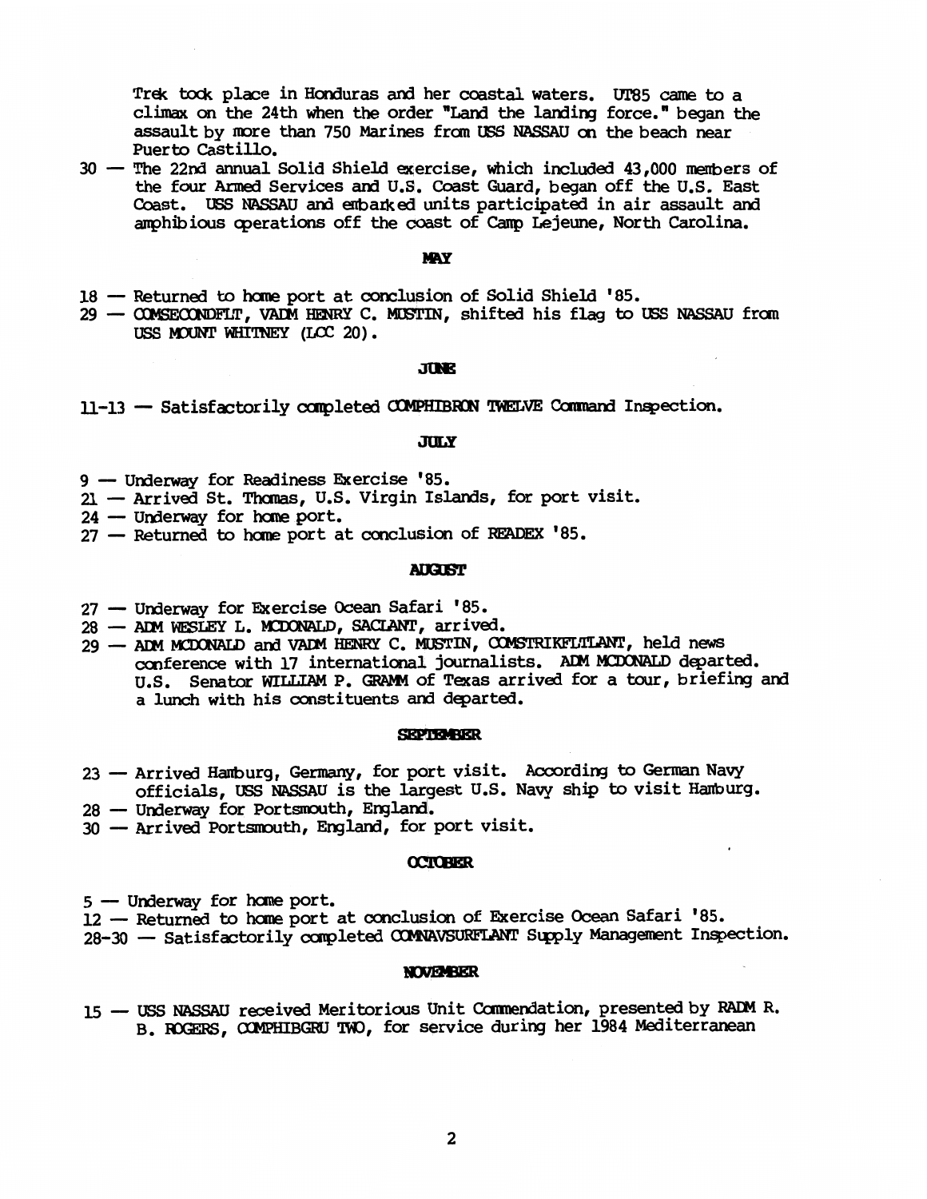Trek took place in Honduras and her coastal waters. UT85 came to a climax on the 24th when the order "Land the landing force." began the assault by more than 750 Marines from USS NASSAU on the beach near Puerto Castillo.

30 — The 22nd annual Solid Shield exercise, which included 43,000 members of the four Armed Services and U.S. Coast Guard, began off the U.S. East Coast. USS NASSAU and embarked units participated in air assault and amphibious operations off the coast of Camp Lejeune, North Carolina.

**MAY**

18 — Returned to home port at conclusion of Solid Shield '85.

29 — COMSECONDFLT, VADM HENRY C. MUSTIN, shifted his flag to USS NASSAU from USS MOUNT WHITNEY (LCC 20).

**JUNE**

11-13 — Satisfactorily completed COMPHIBRON TWELVE Command Inspection.

**JULY**

9 — Underway for Readiness Exercise '85.

21 — Arrived St. Thomas, U.S. Virgin Islands, for port visit.

24 — Underway for home port.

27 — Returned to home port at conclusion of READEX '85.

**AUGUST**

27 — Underway for Exercise Ocean Safari '85.

28 — ADM WESLEY L. MCDONALD, SACLANT, arrived.

29 — ADM MCDONALD and VADM HENRY C. MUSTIN, COMSTRIKFLTLANT, held news conference with 17 international journalists. ADM MCDONALD departed. U.S. Senator WILLIAM P. GRAMM of Texas arrived for a tour, briefing and a lunch with his constituents and departed.

**SEPTEMBER**

23 — Arrived Hamburg, Germany, for port visit. According to German Navy officials, USS NASSAU is the largest U.S. Navy ship to visit Hamburg.

28 — Underway for Portsmouth, England.

30 — Arrived Portsmouth, England, for port visit.

**OCTOBER**

5 — Underway for home port.

12 — Returned to home port at conclusion of Exercise Ocean Safari '85.

28-30 — Satisfactorily completed COMNAVSURFLANT Supply Management Inspection.

**NOVEMBER**

15 — USS NASSAU received Meritorious Unit Commendation, presented by RADM R. B. ROGERS, COMPHIBGRU TWO, for service during her 1984 Mediterranean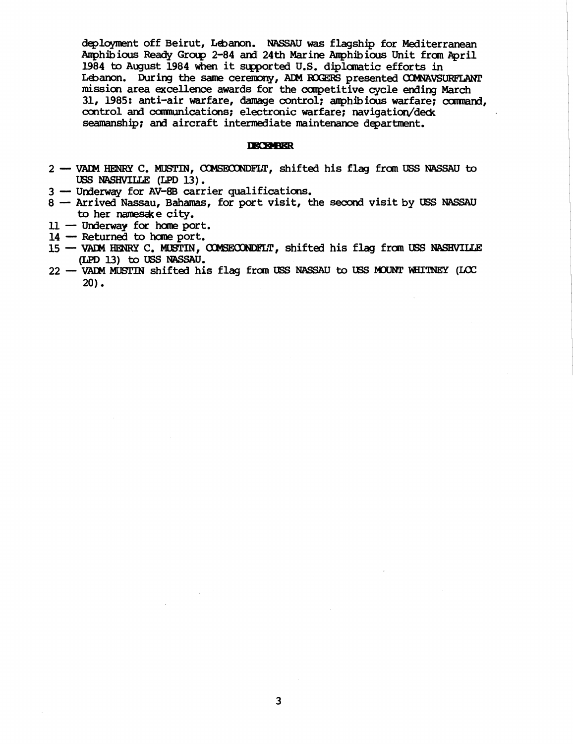deployment off Beirut, Lebanon. NASSAU was flagship for Mediterranean Amphibious Ready Group 2-84 and 24th Marine Amphibious Unit from April 1984 to August 1984 when it supported U.S. diplomatic efforts in Lebanon. During the same ceremony, ADM ROGERS presented COMNAVSURFLANT mission area excellence awards for the competitive cycle ending March 31, 1985: anti-air warfare, damage control; amphibious warfare; command, control and communications; electronic warfare; navigation/deck seamanship; and aircraft intermediate maintenance department.

## DECEMBER

2 — VADM HENRY C. MUSTIN, COMSECONDFLT, shifted his flag from USS NASSAU to USS NASHVILLE (LPD 13).

3 — Underway for AV-8B carrier qualifications.

8 — Arrived Nassau, Bahamas, for port visit, the second visit by USS NASSAU to her namesake city.

11 — Underway for home port.

14 — Returned to home port.

15 — VADM HENRY C. MUSTIN, COMSECONDFLT, shifted his flag from USS NASHVILLE (LPD 13) to USS NASSAU.

22 — VADM MUSTIN shifted his flag from USS NASSAU to USS MOUNT WHITNEY (LCC 20).